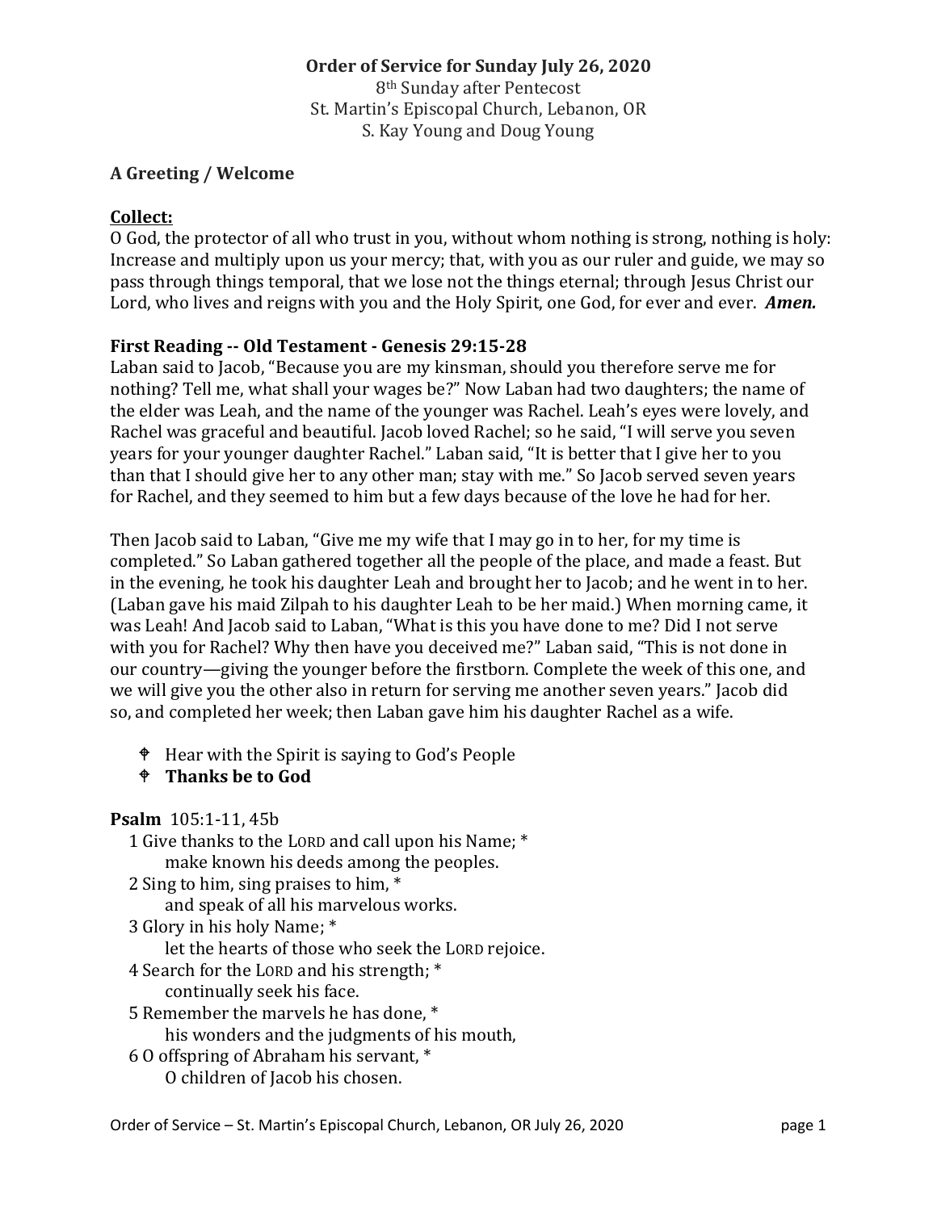**Order of Service for Sunday July 26, 2020**
8th Sunday after Pentecost
St. Martin's Episcopal Church, Lebanon, OR
S. Kay Young and Doug Young

**A Greeting / Welcome**

**Collect:**
O God, the protector of all who trust in you, without whom nothing is strong, nothing is holy: Increase and multiply upon us your mercy; that, with you as our ruler and guide, we may so pass through things temporal, that we lose not the things eternal; through Jesus Christ our Lord, who lives and reigns with you and the Holy Spirit, one God, for ever and ever. ***Amen.***

**First Reading -- Old Testament - Genesis 29:15-28**
Laban said to Jacob, "Because you are my kinsman, should you therefore serve me for nothing? Tell me, what shall your wages be?" Now Laban had two daughters; the name of the elder was Leah, and the name of the younger was Rachel. Leah's eyes were lovely, and Rachel was graceful and beautiful. Jacob loved Rachel; so he said, "I will serve you seven years for your younger daughter Rachel." Laban said, "It is better that I give her to you than that I should give her to any other man; stay with me." So Jacob served seven years for Rachel, and they seemed to him but a few days because of the love he had for her.

Then Jacob said to Laban, "Give me my wife that I may go in to her, for my time is completed." So Laban gathered together all the people of the place, and made a feast. But in the evening, he took his daughter Leah and brought her to Jacob; and he went in to her. (Laban gave his maid Zilpah to his daughter Leah to be her maid.) When morning came, it was Leah! And Jacob said to Laban, "What is this you have done to me? Did I not serve with you for Rachel? Why then have you deceived me?" Laban said, "This is not done in our country—giving the younger before the firstborn. Complete the week of this one, and we will give you the other also in return for serving me another seven years." Jacob did so, and completed her week; then Laban gave him his daughter Rachel as a wife.

- Hear with the Spirit is saying to God's People
- **Thanks be to God**

**Psalm** 105:1-11, 45b

1 Give thanks to the LORD and call upon his Name; *
  make known his deeds among the peoples.
2 Sing to him, sing praises to him, *
  and speak of all his marvelous works.
3 Glory in his holy Name; *
  let the hearts of those who seek the LORD rejoice.
4 Search for the LORD and his strength; *
  continually seek his face.
5 Remember the marvels he has done, *
  his wonders and the judgments of his mouth,
6 O offspring of Abraham his servant, *
  O children of Jacob his chosen.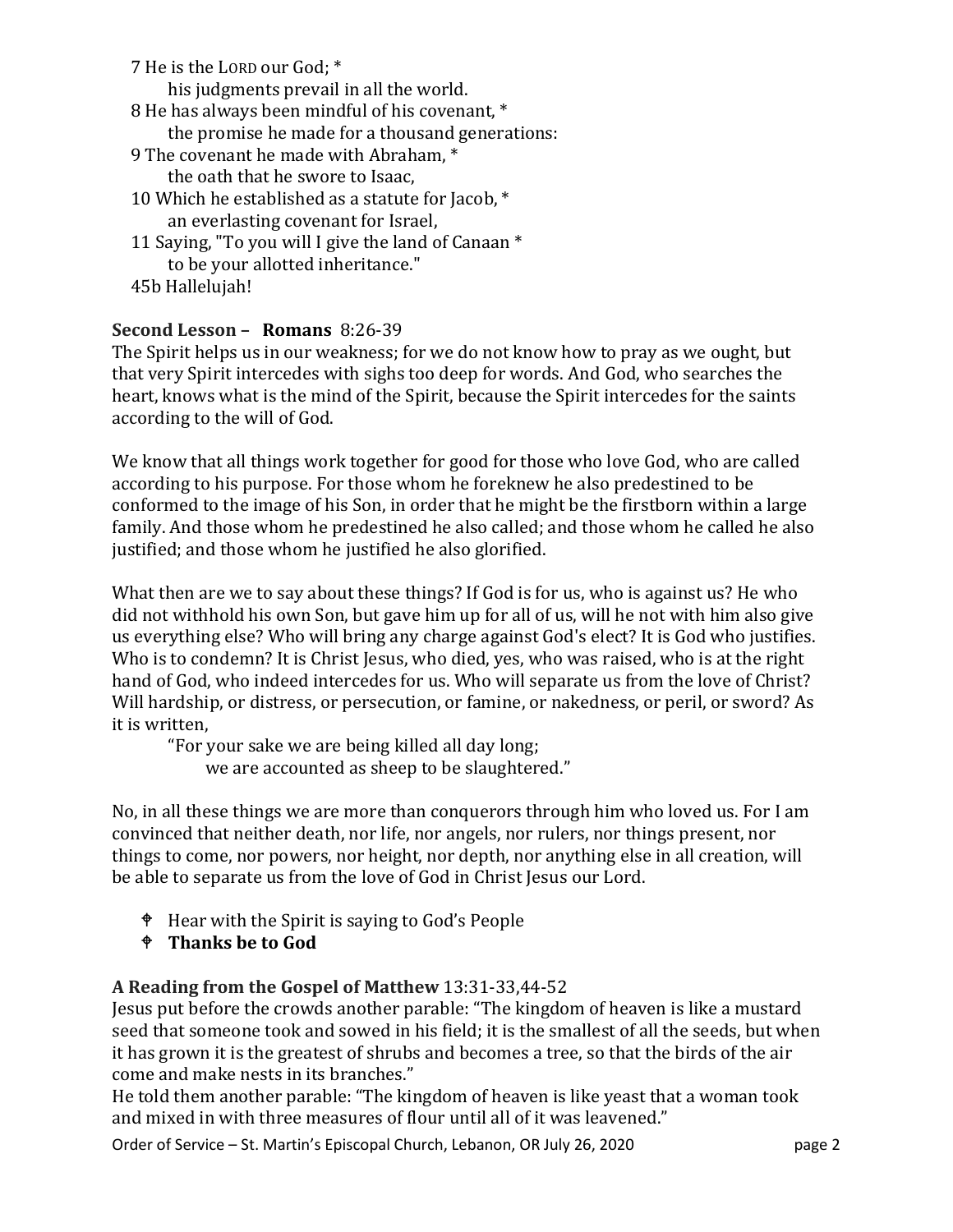7 He is the LORD our God; *
    his judgments prevail in all the world.
8 He has always been mindful of his covenant, *
    the promise he made for a thousand generations:
9 The covenant he made with Abraham, *
    the oath that he swore to Isaac,
10 Which he established as a statute for Jacob, *
    an everlasting covenant for Israel,
11 Saying, "To you will I give the land of Canaan *
    to be your allotted inheritance."
45b Hallelujah!

**Second Lesson – Romans** 8:26-39

The Spirit helps us in our weakness; for we do not know how to pray as we ought, but that very Spirit intercedes with sighs too deep for words. And God, who searches the heart, knows what is the mind of the Spirit, because the Spirit intercedes for the saints according to the will of God.

We know that all things work together for good for those who love God, who are called according to his purpose. For those whom he foreknew he also predestined to be conformed to the image of his Son, in order that he might be the firstborn within a large family. And those whom he predestined he also called; and those whom he called he also justified; and those whom he justified he also glorified.

What then are we to say about these things? If God is for us, who is against us? He who did not withhold his own Son, but gave him up for all of us, will he not with him also give us everything else? Who will bring any charge against God's elect? It is God who justifies. Who is to condemn? It is Christ Jesus, who died, yes, who was raised, who is at the right hand of God, who indeed intercedes for us. Who will separate us from the love of Christ? Will hardship, or distress, or persecution, or famine, or nakedness, or peril, or sword? As it is written,

> "For your sake we are being killed all day long;
>     we are accounted as sheep to be slaughtered."

No, in all these things we are more than conquerors through him who loved us. For I am convinced that neither death, nor life, nor angels, nor rulers, nor things present, nor things to come, nor powers, nor height, nor depth, nor anything else in all creation, will be able to separate us from the love of God in Christ Jesus our Lord.

- Hear with the Spirit is saying to God's People
- **Thanks be to God**

**A Reading from the Gospel of Matthew** 13:31-33,44-52

Jesus put before the crowds another parable: "The kingdom of heaven is like a mustard seed that someone took and sowed in his field; it is the smallest of all the seeds, but when it has grown it is the greatest of shrubs and becomes a tree, so that the birds of the air come and make nests in its branches."

He told them another parable: "The kingdom of heaven is like yeast that a woman took and mixed in with three measures of flour until all of it was leavened."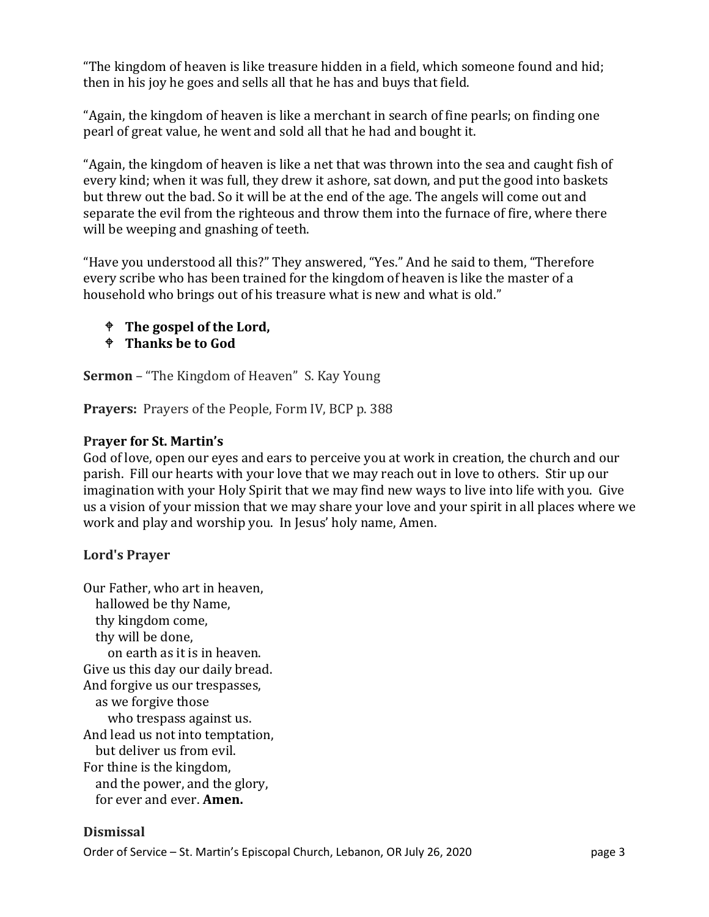"The kingdom of heaven is like treasure hidden in a field, which someone found and hid; then in his joy he goes and sells all that he has and buys that field.

"Again, the kingdom of heaven is like a merchant in search of fine pearls; on finding one pearl of great value, he went and sold all that he had and bought it.

"Again, the kingdom of heaven is like a net that was thrown into the sea and caught fish of every kind; when it was full, they drew it ashore, sat down, and put the good into baskets but threw out the bad. So it will be at the end of the age. The angels will come out and separate the evil from the righteous and throw them into the furnace of fire, where there will be weeping and gnashing of teeth.

"Have you understood all this?" They answered, "Yes." And he said to them, "Therefore every scribe who has been trained for the kingdom of heaven is like the master of a household who brings out of his treasure what is new and what is old."

- **The gospel of the Lord,**
- **Thanks be to God**

**Sermon** – "The Kingdom of Heaven" S. Kay Young

**Prayers:** Prayers of the People, Form IV, BCP p. 388

### Prayer for St. Martin's

God of love, open our eyes and ears to perceive you at work in creation, the church and our parish. Fill our hearts with your love that we may reach out in love to others. Stir up our imagination with your Holy Spirit that we may find new ways to live into life with you. Give us a vision of your mission that we may share your love and your spirit in all places where we work and play and worship you. In Jesus' holy name, Amen.

### Lord's Prayer

Our Father, who art in heaven,
hallowed be thy Name,
thy kingdom come,
thy will be done,
on earth as it is in heaven.
Give us this day our daily bread.
And forgive us our trespasses,
as we forgive those
who trespass against us.
And lead us not into temptation,
but deliver us from evil.
For thine is the kingdom,
and the power, and the glory,
for ever and ever. **Amen.**

### Dismissal